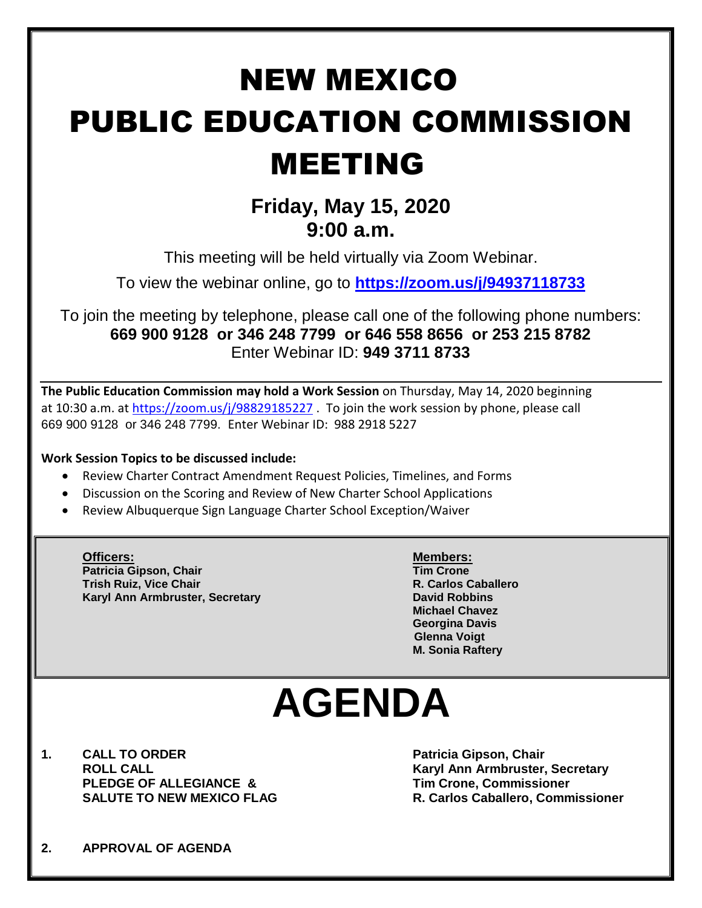# NEW MEXICO PUBLIC EDUCATION COMMISSION MEETING

## Friday, May 15, 2020
## 9:00 a.m.

This meeting will be held virtually via Zoom Webinar.

To view the webinar online, go to **https://zoom.us/j/94937118733**

To join the meeting by telephone, please call one of the following phone numbers:
**669 900 9128 or 346 248 7799 or 646 558 8656 or 253 215 8782**
Enter Webinar ID: **949 3711 8733**

---

**The Public Education Commission may hold a Work Session** on Thursday, May 14, 2020 beginning at 10:30 a.m. at https://zoom.us/j/98829185227 . To join the work session by phone, please call 669 900 9128 or 346 248 7799. Enter Webinar ID: 988 2918 5227

**Work Session Topics to be discussed include:**

- Review Charter Contract Amendment Request Policies, Timelines, and Forms
- Discussion on the Scoring and Review of New Charter School Applications
- Review Albuquerque Sign Language Charter School Exception/Waiver

**Officers:**
**Patricia Gipson, Chair**
**Trish Ruiz, Vice Chair**
**Karyl Ann Armbruster, Secretary**

**Members:**
**Tim Crone**
**R. Carlos Caballero**
**David Robbins**
**Michael Chavez**
**Georgina Davis**
**Glenna Voigt**
**M. Sonia Raftery**

# AGENDA

**1. CALL TO ORDER** — **Patricia Gipson, Chair**
**ROLL CALL** — **Karyl Ann Armbruster, Secretary**
**PLEDGE OF ALLEGIANCE &** — **Tim Crone, Commissioner**
**SALUTE TO NEW MEXICO FLAG** — **R. Carlos Caballero, Commissioner**

**2. APPROVAL OF AGENDA**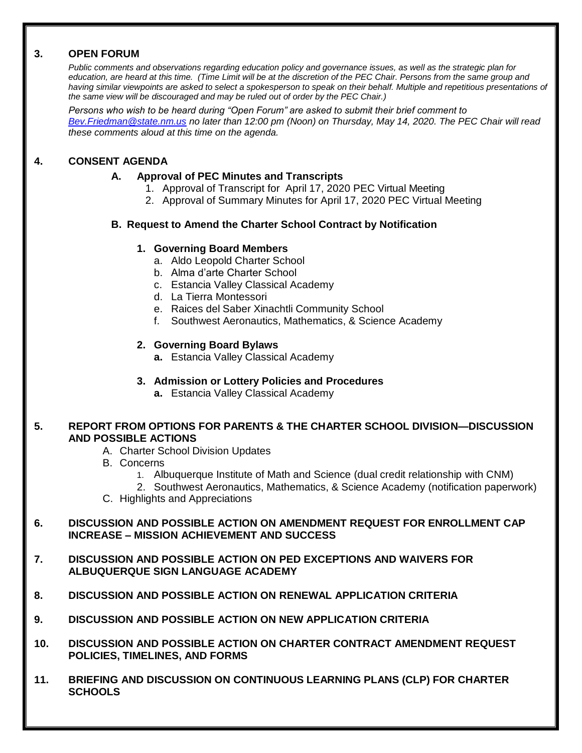## 3. OPEN FORUM

*Public comments and observations regarding education policy and governance issues, as well as the strategic plan for education, are heard at this time. (Time Limit will be at the discretion of the PEC Chair. Persons from the same group and having similar viewpoints are asked to select a spokesperson to speak on their behalf. Multiple and repetitious presentations of the same view will be discouraged and may be ruled out of order by the PEC Chair.)*

*Persons who wish to be heard during "Open Forum" are asked to submit their brief comment to [Bev.Friedman@state.nm.us](mailto:Bev.Friedman@state.nm.us) no later than 12:00 pm (Noon) on Thursday, May 14, 2020. The PEC Chair will read these comments aloud at this time on the agenda.*

## 4. CONSENT AGENDA

### A. Approval of PEC Minutes and Transcripts

1. Approval of Transcript for April 17, 2020 PEC Virtual Meeting
2. Approval of Summary Minutes for April 17, 2020 PEC Virtual Meeting

### B. Request to Amend the Charter School Contract by Notification

**1. Governing Board Members**

a. Aldo Leopold Charter School
b. Alma d'arte Charter School
c. Estancia Valley Classical Academy
d. La Tierra Montessori
e. Raices del Saber Xinachtli Community School
f. Southwest Aeronautics, Mathematics, & Science Academy

**2. Governing Board Bylaws**

**a.** Estancia Valley Classical Academy

**3. Admission or Lottery Policies and Procedures**

**a.** Estancia Valley Classical Academy

## 5. REPORT FROM OPTIONS FOR PARENTS & THE CHARTER SCHOOL DIVISION—DISCUSSION AND POSSIBLE ACTIONS

A. Charter School Division Updates
B. Concerns
   1. Albuquerque Institute of Math and Science (dual credit relationship with CNM)
   2. Southwest Aeronautics, Mathematics, & Science Academy (notification paperwork)
C. Highlights and Appreciations

## 6. DISCUSSION AND POSSIBLE ACTION ON AMENDMENT REQUEST FOR ENROLLMENT CAP INCREASE – MISSION ACHIEVEMENT AND SUCCESS

## 7. DISCUSSION AND POSSIBLE ACTION ON PED EXCEPTIONS AND WAIVERS FOR ALBUQUERQUE SIGN LANGUAGE ACADEMY

## 8. DISCUSSION AND POSSIBLE ACTION ON RENEWAL APPLICATION CRITERIA

## 9. DISCUSSION AND POSSIBLE ACTION ON NEW APPLICATION CRITERIA

## 10. DISCUSSION AND POSSIBLE ACTION ON CHARTER CONTRACT AMENDMENT REQUEST POLICIES, TIMELINES, AND FORMS

## 11. BRIEFING AND DISCUSSION ON CONTINUOUS LEARNING PLANS (CLP) FOR CHARTER SCHOOLS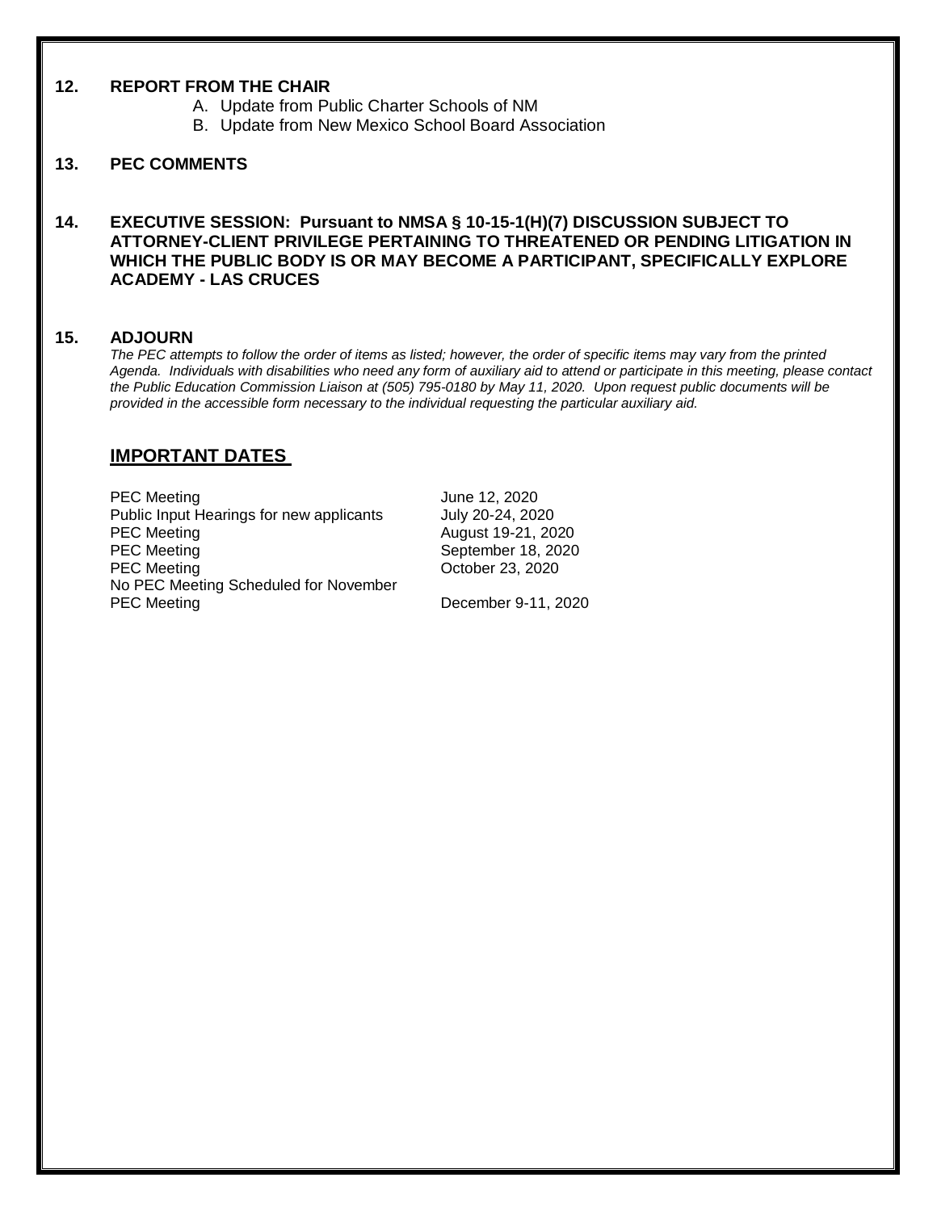## 12. REPORT FROM THE CHAIR

A. Update from Public Charter Schools of NM

B. Update from New Mexico School Board Association

## 13. PEC COMMENTS

## 14. EXECUTIVE SESSION: Pursuant to NMSA § 10-15-1(H)(7) DISCUSSION SUBJECT TO ATTORNEY-CLIENT PRIVILEGE PERTAINING TO THREATENED OR PENDING LITIGATION IN WHICH THE PUBLIC BODY IS OR MAY BECOME A PARTICIPANT, SPECIFICALLY EXPLORE ACADEMY - LAS CRUCES

## 15. ADJOURN

*The PEC attempts to follow the order of items as listed; however, the order of specific items may vary from the printed Agenda. Individuals with disabilities who need any form of auxiliary aid to attend or participate in this meeting, please contact the Public Education Commission Liaison at (505) 795-0180 by May 11, 2020. Upon request public documents will be provided in the accessible form necessary to the individual requesting the particular auxiliary aid.*

## IMPORTANT DATES

| | |
|---|---|
| PEC Meeting | June 12, 2020 |
| Public Input Hearings for new applicants | July 20-24, 2020 |
| PEC Meeting | August 19-21, 2020 |
| PEC Meeting | September 18, 2020 |
| PEC Meeting | October 23, 2020 |
| No PEC Meeting Scheduled for November | |
| PEC Meeting | December 9-11, 2020 |